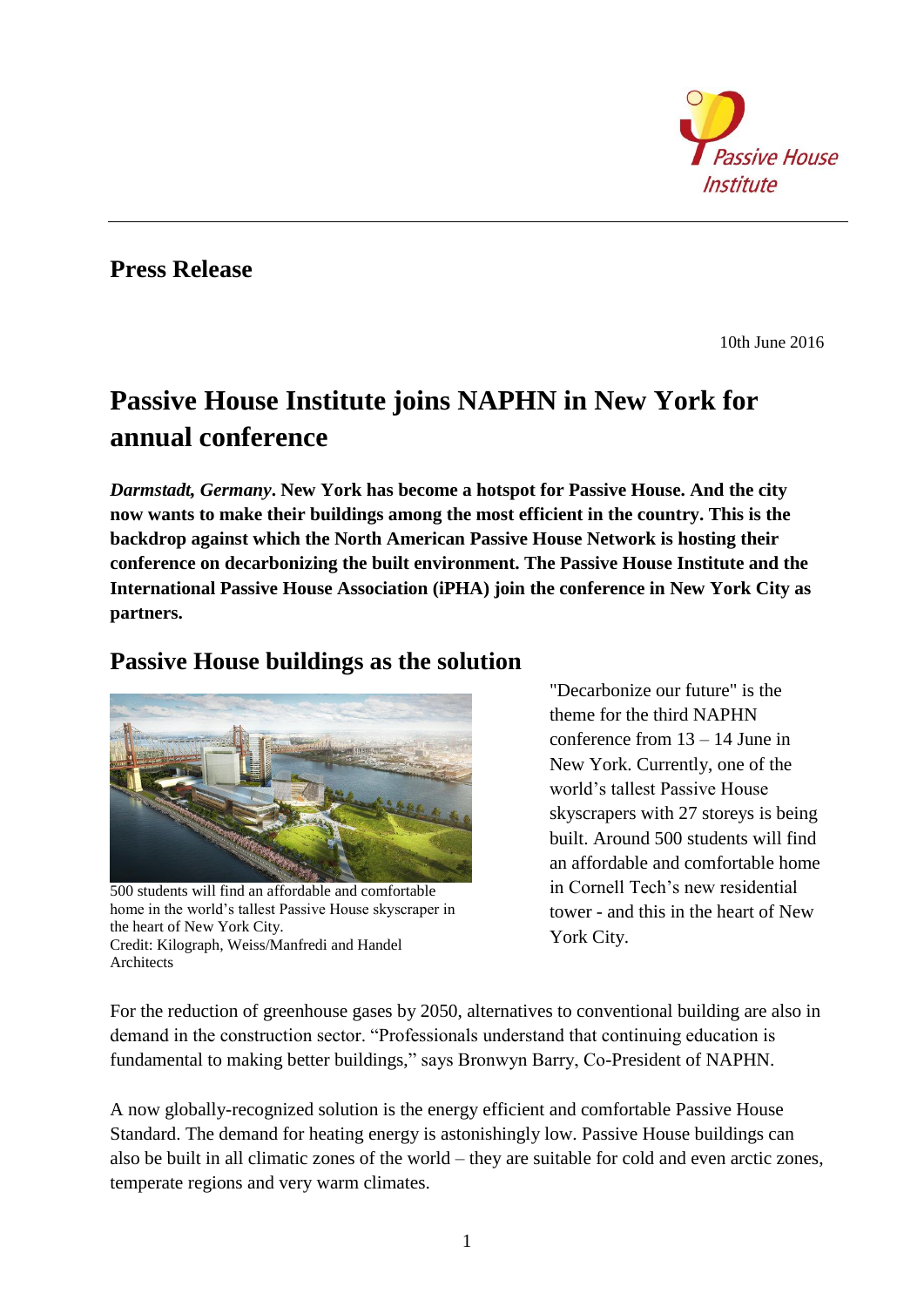Passive House Institute

**Press Release**

10th June 2016

# Passive House Institute joins NAPHN in New York for annual conference

***Darmstadt, Germany*. New York has become a hotspot for Passive House. And the city now wants to make their buildings among the most efficient in the country. This is the backdrop against which the North American Passive House Network is hosting their conference on decarbonizing the built environment. The Passive House Institute and the International Passive House Association (iPHA) join the conference in New York City as partners.**

## Passive House buildings as the solution

500 students will find an affordable and comfortable home in the world's tallest Passive House skyscraper in the heart of New York City.
Credit: Kilograph, Weiss/Manfredi and Handel Architects

"Decarbonize our future" is the theme for the third NAPHN conference from 13 – 14 June in New York. Currently, one of the world's tallest Passive House skyscrapers with 27 storeys is being built. Around 500 students will find an affordable and comfortable home in Cornell Tech's new residential tower - and this in the heart of New York City.

For the reduction of greenhouse gases by 2050, alternatives to conventional building are also in demand in the construction sector. "Professionals understand that continuing education is fundamental to making better buildings," says Bronwyn Barry, Co-President of NAPHN.

A now globally-recognized solution is the energy efficient and comfortable Passive House Standard. The demand for heating energy is astonishingly low. Passive House buildings can also be built in all climatic zones of the world – they are suitable for cold and even arctic zones, temperate regions and very warm climates.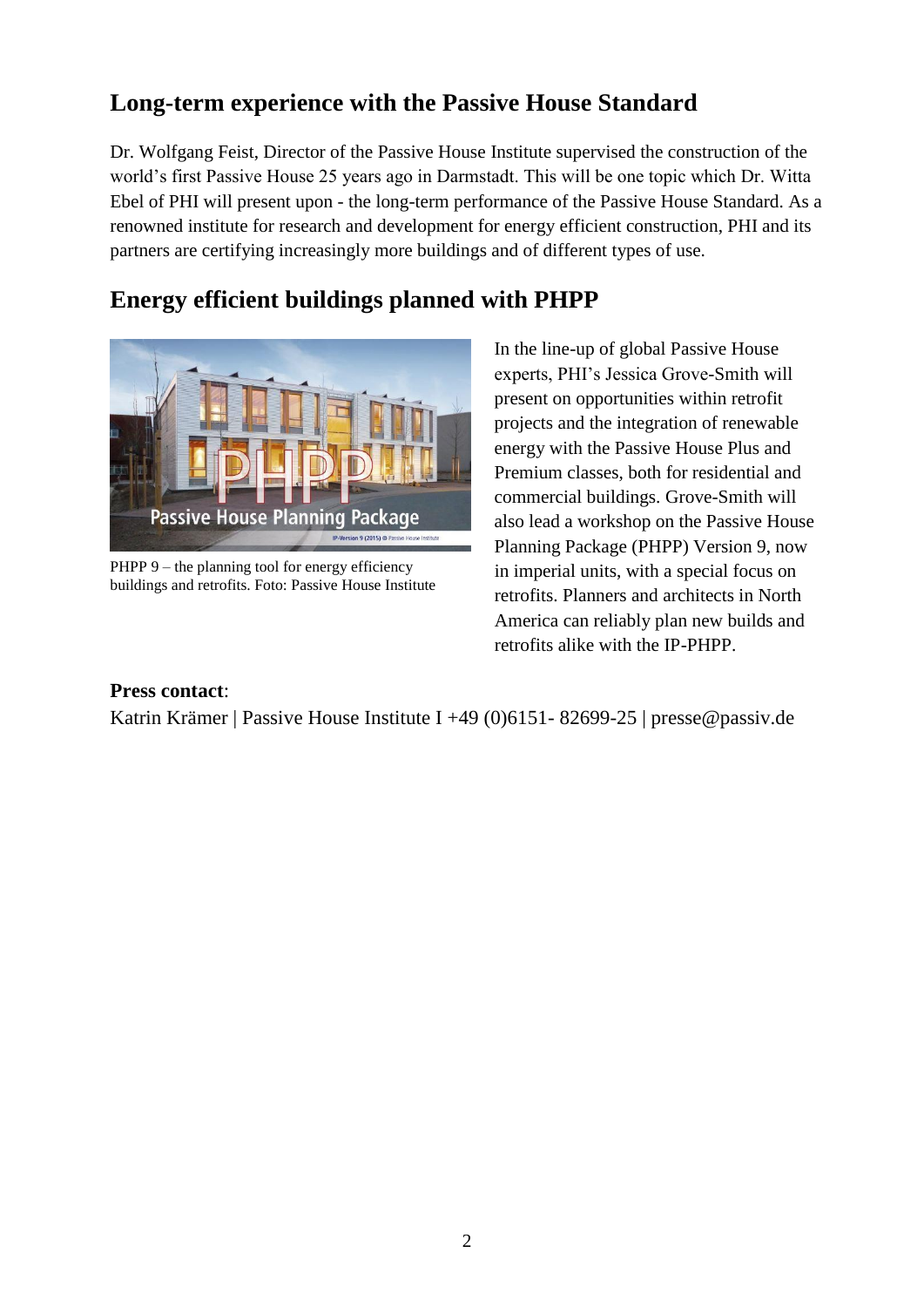## Long-term experience with the Passive House Standard

Dr. Wolfgang Feist, Director of the Passive House Institute supervised the construction of the world's first Passive House 25 years ago in Darmstadt. This will be one topic which Dr. Witta Ebel of PHI will present upon - the long-term performance of the Passive House Standard. As a renowned institute for research and development for energy efficient construction, PHI and its partners are certifying increasingly more buildings and of different types of use.

## Energy efficient buildings planned with PHPP

PHPP 9 – the planning tool for energy efficiency buildings and retrofits. Foto: Passive House Institute

In the line-up of global Passive House experts, PHI's Jessica Grove-Smith will present on opportunities within retrofit projects and the integration of renewable energy with the Passive House Plus and Premium classes, both for residential and commercial buildings. Grove-Smith will also lead a workshop on the Passive House Planning Package (PHPP) Version 9, now in imperial units, with a special focus on retrofits. Planners and architects in North America can reliably plan new builds and retrofits alike with the IP-PHPP.

**Press contact**:
Katrin Krämer | Passive House Institute I +49 (0)6151- 82699-25 | presse@passiv.de